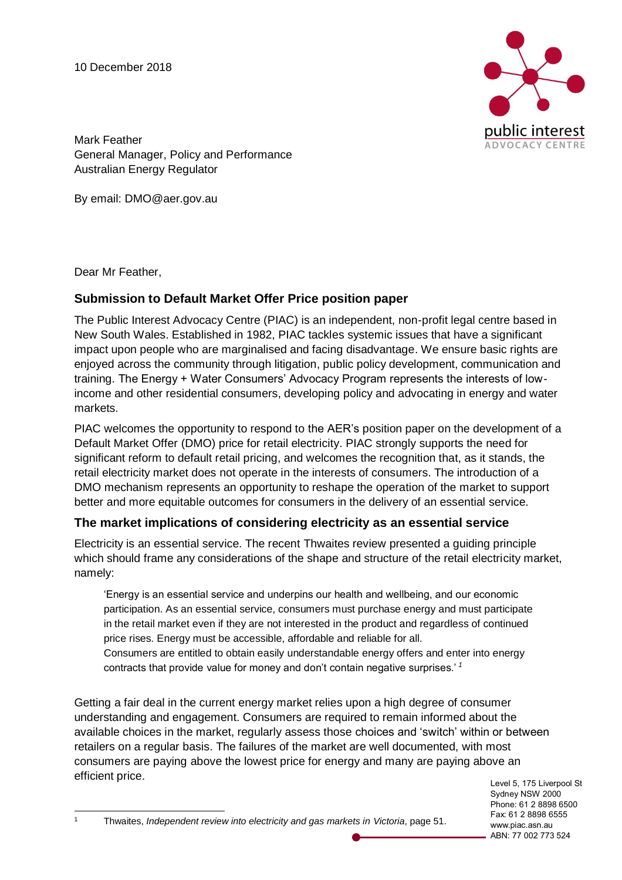10 December 2018

Mark Feather
General Manager, Policy and Performance
Australian Energy Regulator

By email: DMO@aer.gov.au

Dear Mr Feather,

## Submission to Default Market Offer Price position paper

The Public Interest Advocacy Centre (PIAC) is an independent, non-profit legal centre based in New South Wales. Established in 1982, PIAC tackles systemic issues that have a significant impact upon people who are marginalised and facing disadvantage. We ensure basic rights are enjoyed across the community through litigation, public policy development, communication and training. The Energy + Water Consumers' Advocacy Program represents the interests of low-income and other residential consumers, developing policy and advocating in energy and water markets.

PIAC welcomes the opportunity to respond to the AER's position paper on the development of a Default Market Offer (DMO) price for retail electricity. PIAC strongly supports the need for significant reform to default retail pricing, and welcomes the recognition that, as it stands, the retail electricity market does not operate in the interests of consumers. The introduction of a DMO mechanism represents an opportunity to reshape the operation of the market to support better and more equitable outcomes for consumers in the delivery of an essential service.

## The market implications of considering electricity as an essential service

Electricity is an essential service. The recent Thwaites review presented a guiding principle which should frame any considerations of the shape and structure of the retail electricity market, namely:

> 'Energy is an essential service and underpins our health and wellbeing, and our economic participation. As an essential service, consumers must purchase energy and must participate in the retail market even if they are not interested in the product and regardless of continued price rises. Energy must be accessible, affordable and reliable for all.
> Consumers are entitled to obtain easily understandable energy offers and enter into energy contracts that provide value for money and don't contain negative surprises.' [1]

Getting a fair deal in the current energy market relies upon a high degree of consumer understanding and engagement. Consumers are required to remain informed about the available choices in the market, regularly assess those choices and 'switch' within or between retailers on a regular basis. The failures of the market are well documented, with most consumers are paying above the lowest price for energy and many are paying above an efficient price.

---

[1] Thwaites, *Independent review into electricity and gas markets in Victoria*, page 51.

Level 5, 175 Liverpool St
Sydney NSW 2000
Phone: 61 2 8898 6500
Fax: 61 2 8898 6555
www.piac.asn.au
ABN: 77 002 773 524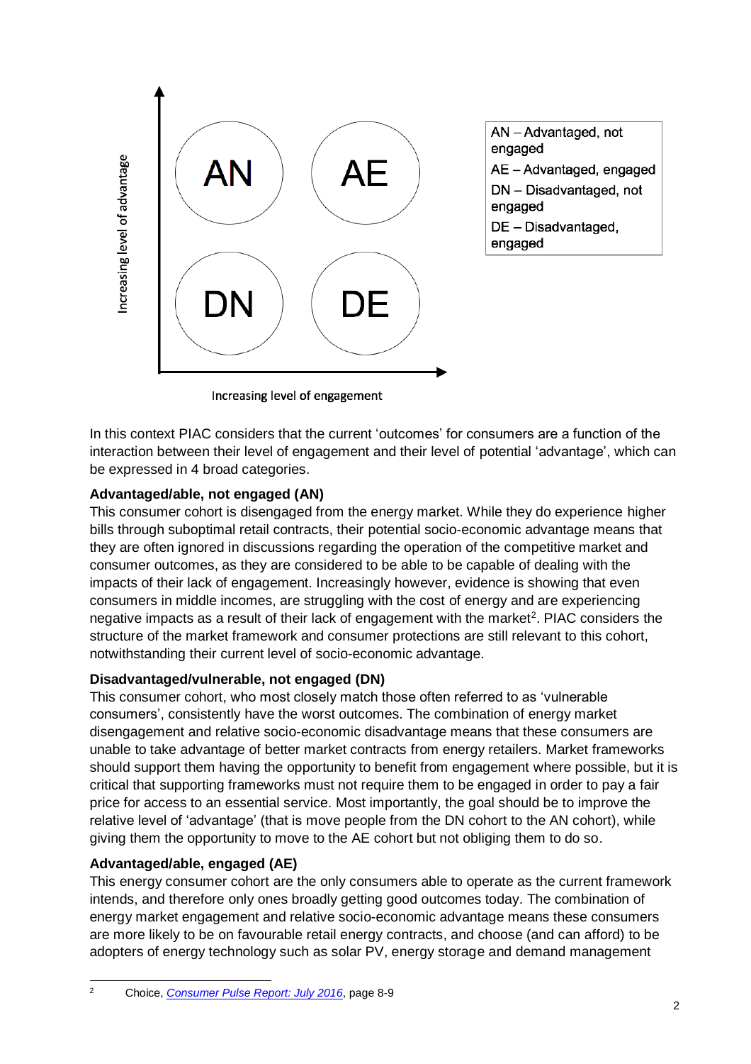AN – Advantaged, not engaged
AE – Advantaged, engaged
DN – Disadvantaged, not engaged
DE – Disadvantaged, engaged

In this context PIAC considers that the current 'outcomes' for consumers are a function of the interaction between their level of engagement and their level of potential 'advantage', which can be expressed in 4 broad categories.

**Advantaged/able, not engaged (AN)**

This consumer cohort is disengaged from the energy market. While they do experience higher bills through suboptimal retail contracts, their potential socio-economic advantage means that they are often ignored in discussions regarding the operation of the competitive market and consumer outcomes, as they are considered to be able to be capable of dealing with the impacts of their lack of engagement. Increasingly however, evidence is showing that even consumers in middle incomes, are struggling with the cost of energy and are experiencing negative impacts as a result of their lack of engagement with the market[2]. PIAC considers the structure of the market framework and consumer protections are still relevant to this cohort, notwithstanding their current level of socio-economic advantage.

**Disadvantaged/vulnerable, not engaged (DN)**

This consumer cohort, who most closely match those often referred to as 'vulnerable consumers', consistently have the worst outcomes. The combination of energy market disengagement and relative socio-economic disadvantage means that these consumers are unable to take advantage of better market contracts from energy retailers. Market frameworks should support them having the opportunity to benefit from engagement where possible, but it is critical that supporting frameworks must not require them to be engaged in order to pay a fair price for access to an essential service. Most importantly, the goal should be to improve the relative level of 'advantage' (that is move people from the DN cohort to the AN cohort), while giving them the opportunity to move to the AE cohort but not obliging them to do so.

**Advantaged/able, engaged (AE)**

This energy consumer cohort are the only consumers able to operate as the current framework intends, and therefore only ones broadly getting good outcomes today. The combination of energy market engagement and relative socio-economic advantage means these consumers are more likely to be on favourable retail energy contracts, and choose (and can afford) to be adopters of energy technology such as solar PV, energy storage and demand management

---

[2] Choice, *Consumer Pulse Report: July 2016*, page 8-9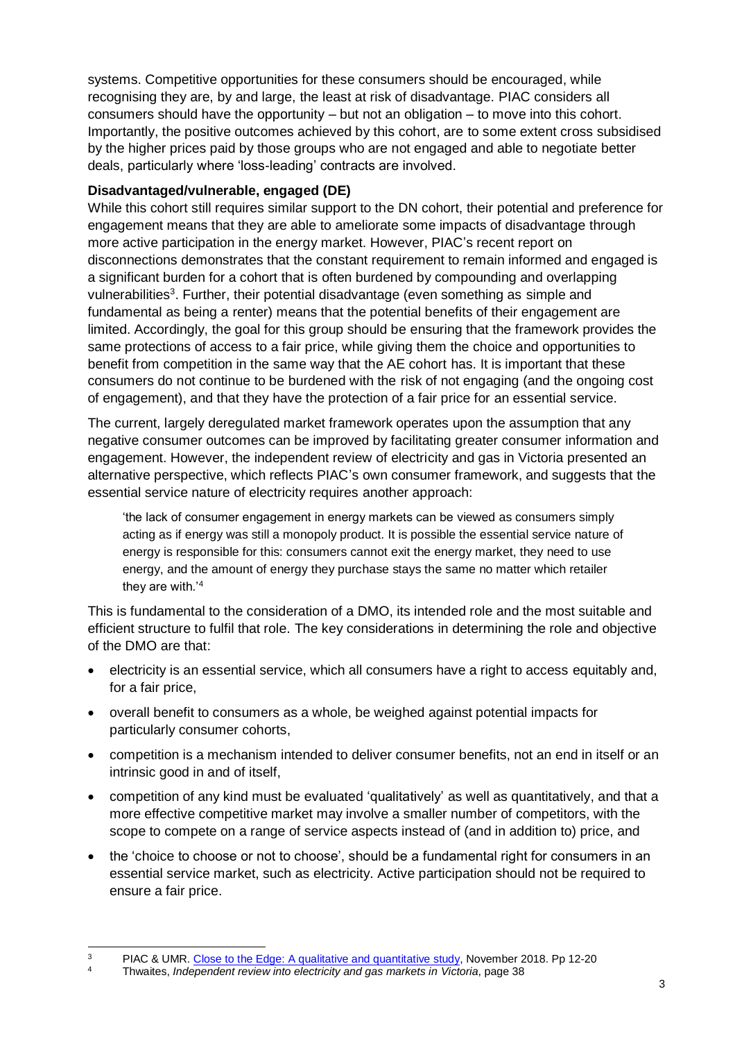systems. Competitive opportunities for these consumers should be encouraged, while recognising they are, by and large, the least at risk of disadvantage. PIAC considers all consumers should have the opportunity – but not an obligation – to move into this cohort. Importantly, the positive outcomes achieved by this cohort, are to some extent cross subsidised by the higher prices paid by those groups who are not engaged and able to negotiate better deals, particularly where 'loss-leading' contracts are involved.

**Disadvantaged/vulnerable, engaged (DE)**

While this cohort still requires similar support to the DN cohort, their potential and preference for engagement means that they are able to ameliorate some impacts of disadvantage through more active participation in the energy market. However, PIAC's recent report on disconnections demonstrates that the constant requirement to remain informed and engaged is a significant burden for a cohort that is often burdened by compounding and overlapping vulnerabilities[3]. Further, their potential disadvantage (even something as simple and fundamental as being a renter) means that the potential benefits of their engagement are limited. Accordingly, the goal for this group should be ensuring that the framework provides the same protections of access to a fair price, while giving them the choice and opportunities to benefit from competition in the same way that the AE cohort has. It is important that these consumers do not continue to be burdened with the risk of not engaging (and the ongoing cost of engagement), and that they have the protection of a fair price for an essential service.

The current, largely deregulated market framework operates upon the assumption that any negative consumer outcomes can be improved by facilitating greater consumer information and engagement. However, the independent review of electricity and gas in Victoria presented an alternative perspective, which reflects PIAC's own consumer framework, and suggests that the essential service nature of electricity requires another approach:

> 'the lack of consumer engagement in energy markets can be viewed as consumers simply acting as if energy was still a monopoly product. It is possible the essential service nature of energy is responsible for this: consumers cannot exit the energy market, they need to use energy, and the amount of energy they purchase stays the same no matter which retailer they are with.'[4]

This is fundamental to the consideration of a DMO, its intended role and the most suitable and efficient structure to fulfil that role. The key considerations in determining the role and objective of the DMO are that:

- electricity is an essential service, which all consumers have a right to access equitably and, for a fair price,
- overall benefit to consumers as a whole, be weighed against potential impacts for particularly consumer cohorts,
- competition is a mechanism intended to deliver consumer benefits, not an end in itself or an intrinsic good in and of itself,
- competition of any kind must be evaluated 'qualitatively' as well as quantitatively, and that a more effective competitive market may involve a smaller number of competitors, with the scope to compete on a range of service aspects instead of (and in addition to) price, and
- the 'choice to choose or not to choose', should be a fundamental right for consumers in an essential service market, such as electricity. Active participation should not be required to ensure a fair price.

---

[3] PIAC & UMR. Close to the Edge: A qualitative and quantitative study, November 2018. Pp 12-20

[4] Thwaites, *Independent review into electricity and gas markets in Victoria*, page 38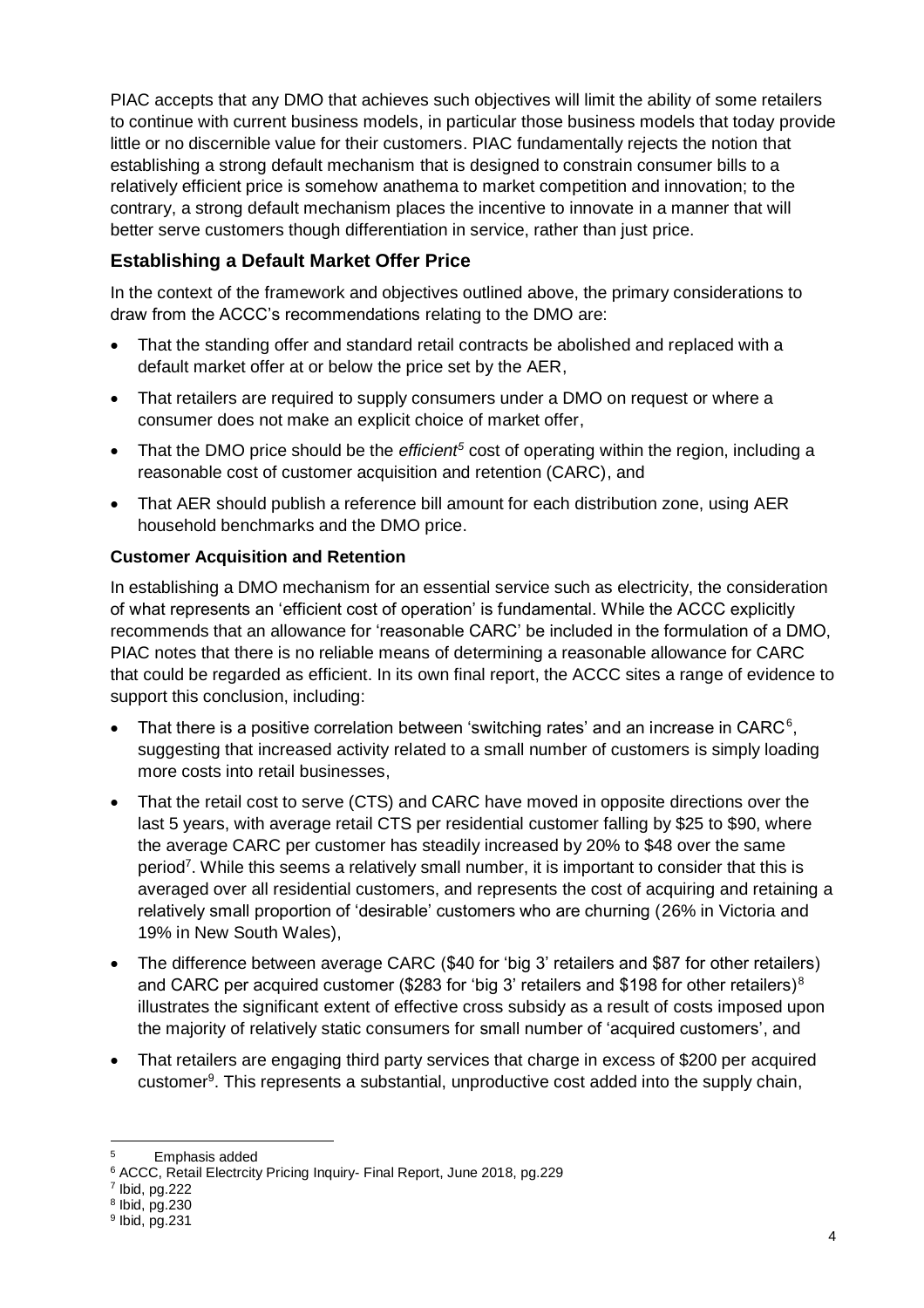PIAC accepts that any DMO that achieves such objectives will limit the ability of some retailers to continue with current business models, in particular those business models that today provide little or no discernible value for their customers. PIAC fundamentally rejects the notion that establishing a strong default mechanism that is designed to constrain consumer bills to a relatively efficient price is somehow anathema to market competition and innovation; to the contrary, a strong default mechanism places the incentive to innovate in a manner that will better serve customers though differentiation in service, rather than just price.

## Establishing a Default Market Offer Price

In the context of the framework and objectives outlined above, the primary considerations to draw from the ACCC's recommendations relating to the DMO are:

- That the standing offer and standard retail contracts be abolished and replaced with a default market offer at or below the price set by the AER,
- That retailers are required to supply consumers under a DMO on request or where a consumer does not make an explicit choice of market offer,
- That the DMO price should be the *efficient*[5] cost of operating within the region, including a reasonable cost of customer acquisition and retention (CARC), and
- That AER should publish a reference bill amount for each distribution zone, using AER household benchmarks and the DMO price.

### Customer Acquisition and Retention

In establishing a DMO mechanism for an essential service such as electricity, the consideration of what represents an 'efficient cost of operation' is fundamental. While the ACCC explicitly recommends that an allowance for 'reasonable CARC' be included in the formulation of a DMO, PIAC notes that there is no reliable means of determining a reasonable allowance for CARC that could be regarded as efficient. In its own final report, the ACCC sites a range of evidence to support this conclusion, including:

- That there is a positive correlation between 'switching rates' and an increase in CARC[6], suggesting that increased activity related to a small number of customers is simply loading more costs into retail businesses,
- That the retail cost to serve (CTS) and CARC have moved in opposite directions over the last 5 years, with average retail CTS per residential customer falling by $25 to $90, where the average CARC per customer has steadily increased by 20% to $48 over the same period[7]. While this seems a relatively small number, it is important to consider that this is averaged over all residential customers, and represents the cost of acquiring and retaining a relatively small proportion of 'desirable' customers who are churning (26% in Victoria and 19% in New South Wales),
- The difference between average CARC ($40 for 'big 3' retailers and $87 for other retailers) and CARC per acquired customer ($283 for 'big 3' retailers and $198 for other retailers)[8] illustrates the significant extent of effective cross subsidy as a result of costs imposed upon the majority of relatively static consumers for small number of 'acquired customers', and
- That retailers are engaging third party services that charge in excess of $200 per acquired customer[9]. This represents a substantial, unproductive cost added into the supply chain,

---

[5] Emphasis added

[6] ACCC, Retail Electrcity Pricing Inquiry- Final Report, June 2018, pg.229

[7] Ibid, pg.222

[8] Ibid, pg.230

[9] Ibid, pg.231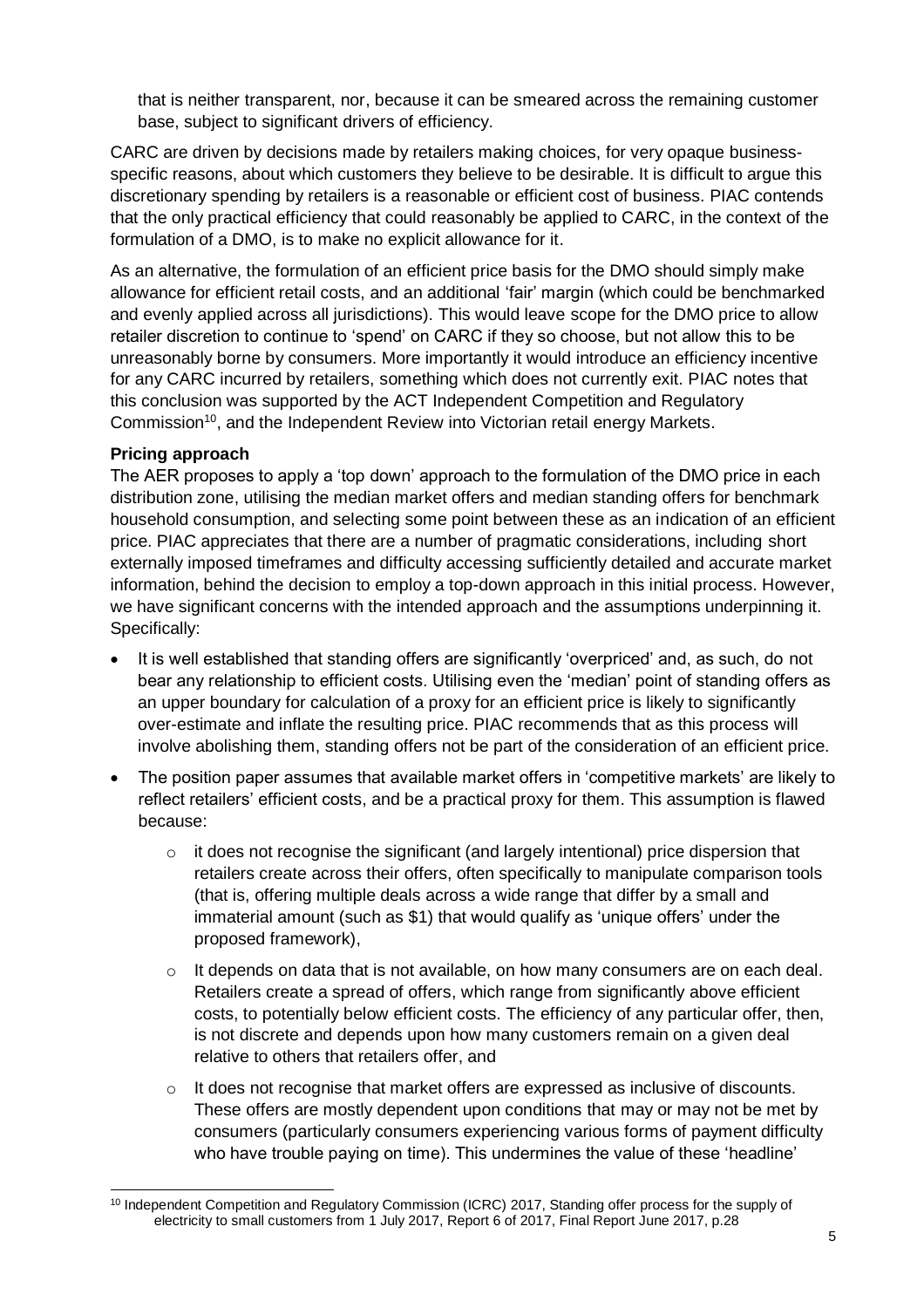that is neither transparent, nor, because it can be smeared across the remaining customer base, subject to significant drivers of efficiency.

CARC are driven by decisions made by retailers making choices, for very opaque business-specific reasons, about which customers they believe to be desirable. It is difficult to argue this discretionary spending by retailers is a reasonable or efficient cost of business. PIAC contends that the only practical efficiency that could reasonably be applied to CARC, in the context of the formulation of a DMO, is to make no explicit allowance for it.

As an alternative, the formulation of an efficient price basis for the DMO should simply make allowance for efficient retail costs, and an additional 'fair' margin (which could be benchmarked and evenly applied across all jurisdictions). This would leave scope for the DMO price to allow retailer discretion to continue to 'spend' on CARC if they so choose, but not allow this to be unreasonably borne by consumers. More importantly it would introduce an efficiency incentive for any CARC incurred by retailers, something which does not currently exit. PIAC notes that this conclusion was supported by the ACT Independent Competition and Regulatory Commission[10], and the Independent Review into Victorian retail energy Markets.

**Pricing approach**

The AER proposes to apply a 'top down' approach to the formulation of the DMO price in each distribution zone, utilising the median market offers and median standing offers for benchmark household consumption, and selecting some point between these as an indication of an efficient price. PIAC appreciates that there are a number of pragmatic considerations, including short externally imposed timeframes and difficulty accessing sufficiently detailed and accurate market information, behind the decision to employ a top-down approach in this initial process. However, we have significant concerns with the intended approach and the assumptions underpinning it. Specifically:

- It is well established that standing offers are significantly 'overpriced' and, as such, do not bear any relationship to efficient costs. Utilising even the 'median' point of standing offers as an upper boundary for calculation of a proxy for an efficient price is likely to significantly over-estimate and inflate the resulting price. PIAC recommends that as this process will involve abolishing them, standing offers not be part of the consideration of an efficient price.
- The position paper assumes that available market offers in 'competitive markets' are likely to reflect retailers' efficient costs, and be a practical proxy for them. This assumption is flawed because:
  - it does not recognise the significant (and largely intentional) price dispersion that retailers create across their offers, often specifically to manipulate comparison tools (that is, offering multiple deals across a wide range that differ by a small and immaterial amount (such as $1) that would qualify as 'unique offers' under the proposed framework),
  - It depends on data that is not available, on how many consumers are on each deal. Retailers create a spread of offers, which range from significantly above efficient costs, to potentially below efficient costs. The efficiency of any particular offer, then, is not discrete and depends upon how many customers remain on a given deal relative to others that retailers offer, and
  - It does not recognise that market offers are expressed as inclusive of discounts. These offers are mostly dependent upon conditions that may or may not be met by consumers (particularly consumers experiencing various forms of payment difficulty who have trouble paying on time). This undermines the value of these 'headline'

[10] Independent Competition and Regulatory Commission (ICRC) 2017, Standing offer process for the supply of electricity to small customers from 1 July 2017, Report 6 of 2017, Final Report June 2017, p.28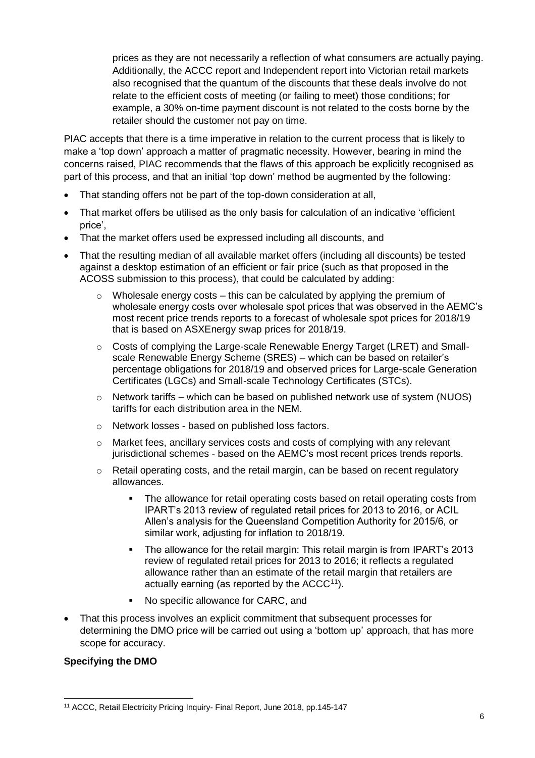prices as they are not necessarily a reflection of what consumers are actually paying. Additionally, the ACCC report and Independent report into Victorian retail markets also recognised that the quantum of the discounts that these deals involve do not relate to the efficient costs of meeting (or failing to meet) those conditions; for example, a 30% on-time payment discount is not related to the costs borne by the retailer should the customer not pay on time.

PIAC accepts that there is a time imperative in relation to the current process that is likely to make a 'top down' approach a matter of pragmatic necessity. However, bearing in mind the concerns raised, PIAC recommends that the flaws of this approach be explicitly recognised as part of this process, and that an initial 'top down' method be augmented by the following:

- That standing offers not be part of the top-down consideration at all,
- That market offers be utilised as the only basis for calculation of an indicative 'efficient price',
- That the market offers used be expressed including all discounts, and
- That the resulting median of all available market offers (including all discounts) be tested against a desktop estimation of an efficient or fair price (such as that proposed in the ACOSS submission to this process), that could be calculated by adding:
    - Wholesale energy costs – this can be calculated by applying the premium of wholesale energy costs over wholesale spot prices that was observed in the AEMC's most recent price trends reports to a forecast of wholesale spot prices for 2018/19 that is based on ASXEnergy swap prices for 2018/19.
    - Costs of complying the Large-scale Renewable Energy Target (LRET) and Small-scale Renewable Energy Scheme (SRES) – which can be based on retailer's percentage obligations for 2018/19 and observed prices for Large-scale Generation Certificates (LGCs) and Small-scale Technology Certificates (STCs).
    - Network tariffs – which can be based on published network use of system (NUOS) tariffs for each distribution area in the NEM.
    - Network losses - based on published loss factors.
    - Market fees, ancillary services costs and costs of complying with any relevant jurisdictional schemes - based on the AEMC's most recent prices trends reports.
    - Retail operating costs, and the retail margin, can be based on recent regulatory allowances.
        - The allowance for retail operating costs based on retail operating costs from IPART's 2013 review of regulated retail prices for 2013 to 2016, or ACIL Allen's analysis for the Queensland Competition Authority for 2015/6, or similar work, adjusting for inflation to 2018/19.
        - The allowance for the retail margin: This retail margin is from IPART's 2013 review of regulated retail prices for 2013 to 2016; it reflects a regulated allowance rather than an estimate of the retail margin that retailers are actually earning (as reported by the ACCC[11]).
        - No specific allowance for CARC, and
- That this process involves an explicit commitment that subsequent processes for determining the DMO price will be carried out using a 'bottom up' approach, that has more scope for accuracy.

**Specifying the DMO**

[11] ACCC, Retail Electricity Pricing Inquiry- Final Report, June 2018, pp.145-147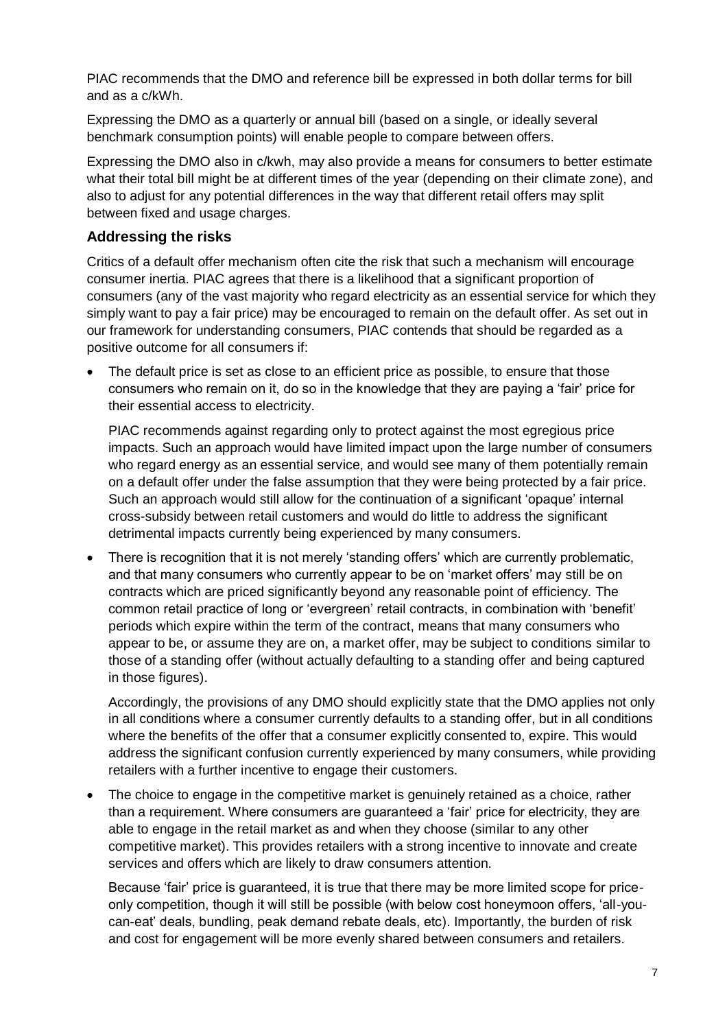PIAC recommends that the DMO and reference bill be expressed in both dollar terms for bill and as a c/kWh.

Expressing the DMO as a quarterly or annual bill (based on a single, or ideally several benchmark consumption points) will enable people to compare between offers.

Expressing the DMO also in c/kwh, may also provide a means for consumers to better estimate what their total bill might be at different times of the year (depending on their climate zone), and also to adjust for any potential differences in the way that different retail offers may split between fixed and usage charges.

### Addressing the risks

Critics of a default offer mechanism often cite the risk that such a mechanism will encourage consumer inertia. PIAC agrees that there is a likelihood that a significant proportion of consumers (any of the vast majority who regard electricity as an essential service for which they simply want to pay a fair price) may be encouraged to remain on the default offer. As set out in our framework for understanding consumers, PIAC contends that should be regarded as a positive outcome for all consumers if:

- The default price is set as close to an efficient price as possible, to ensure that those consumers who remain on it, do so in the knowledge that they are paying a 'fair' price for their essential access to electricity.

  PIAC recommends against regarding only to protect against the most egregious price impacts. Such an approach would have limited impact upon the large number of consumers who regard energy as an essential service, and would see many of them potentially remain on a default offer under the false assumption that they were being protected by a fair price. Such an approach would still allow for the continuation of a significant 'opaque' internal cross-subsidy between retail customers and would do little to address the significant detrimental impacts currently being experienced by many consumers.

- There is recognition that it is not merely 'standing offers' which are currently problematic, and that many consumers who currently appear to be on 'market offers' may still be on contracts which are priced significantly beyond any reasonable point of efficiency. The common retail practice of long or 'evergreen' retail contracts, in combination with 'benefit' periods which expire within the term of the contract, means that many consumers who appear to be, or assume they are on, a market offer, may be subject to conditions similar to those of a standing offer (without actually defaulting to a standing offer and being captured in those figures).

  Accordingly, the provisions of any DMO should explicitly state that the DMO applies not only in all conditions where a consumer currently defaults to a standing offer, but in all conditions where the benefits of the offer that a consumer explicitly consented to, expire. This would address the significant confusion currently experienced by many consumers, while providing retailers with a further incentive to engage their customers.

- The choice to engage in the competitive market is genuinely retained as a choice, rather than a requirement. Where consumers are guaranteed a 'fair' price for electricity, they are able to engage in the retail market as and when they choose (similar to any other competitive market). This provides retailers with a strong incentive to innovate and create services and offers which are likely to draw consumers attention.

  Because 'fair' price is guaranteed, it is true that there may be more limited scope for price-only competition, though it will still be possible (with below cost honeymoon offers, 'all-you-can-eat' deals, bundling, peak demand rebate deals, etc). Importantly, the burden of risk and cost for engagement will be more evenly shared between consumers and retailers.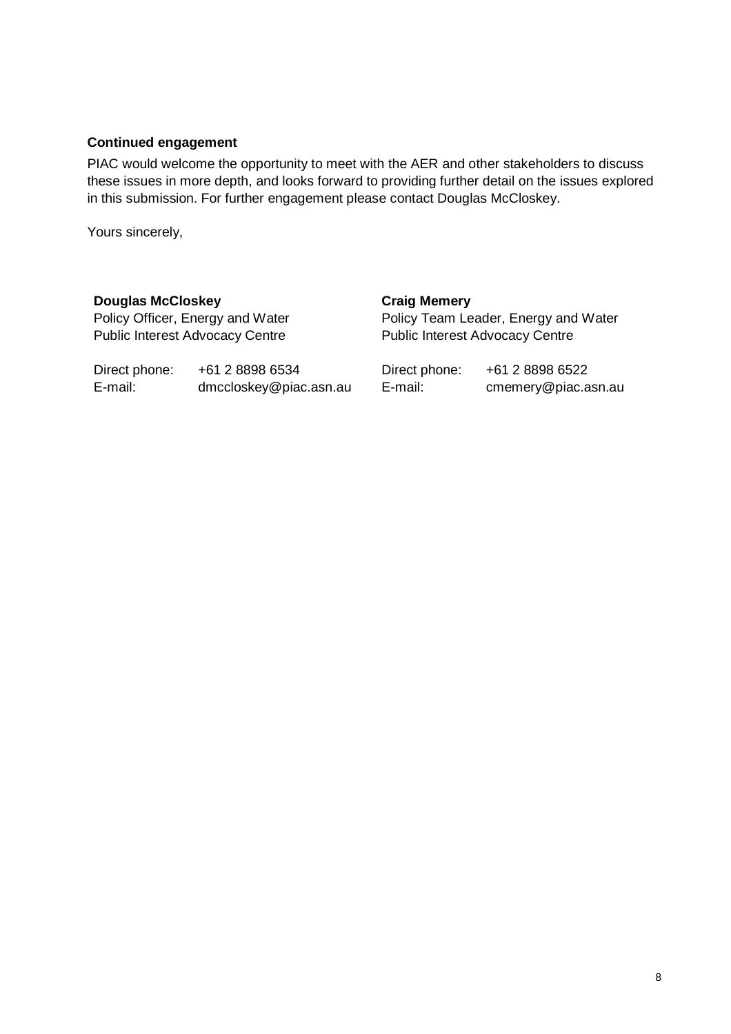**Continued engagement**

PIAC would welcome the opportunity to meet with the AER and other stakeholders to discuss these issues in more depth, and looks forward to providing further detail on the issues explored in this submission. For further engagement please contact Douglas McCloskey.

Yours sincerely,

**Douglas McCloskey**
Policy Officer, Energy and Water
Public Interest Advocacy Centre

Direct phone: +61 2 8898 6534
E-mail: dmccloskey@piac.asn.au

**Craig Memery**
Policy Team Leader, Energy and Water
Public Interest Advocacy Centre

Direct phone: +61 2 8898 6522
E-mail: cmemery@piac.asn.au